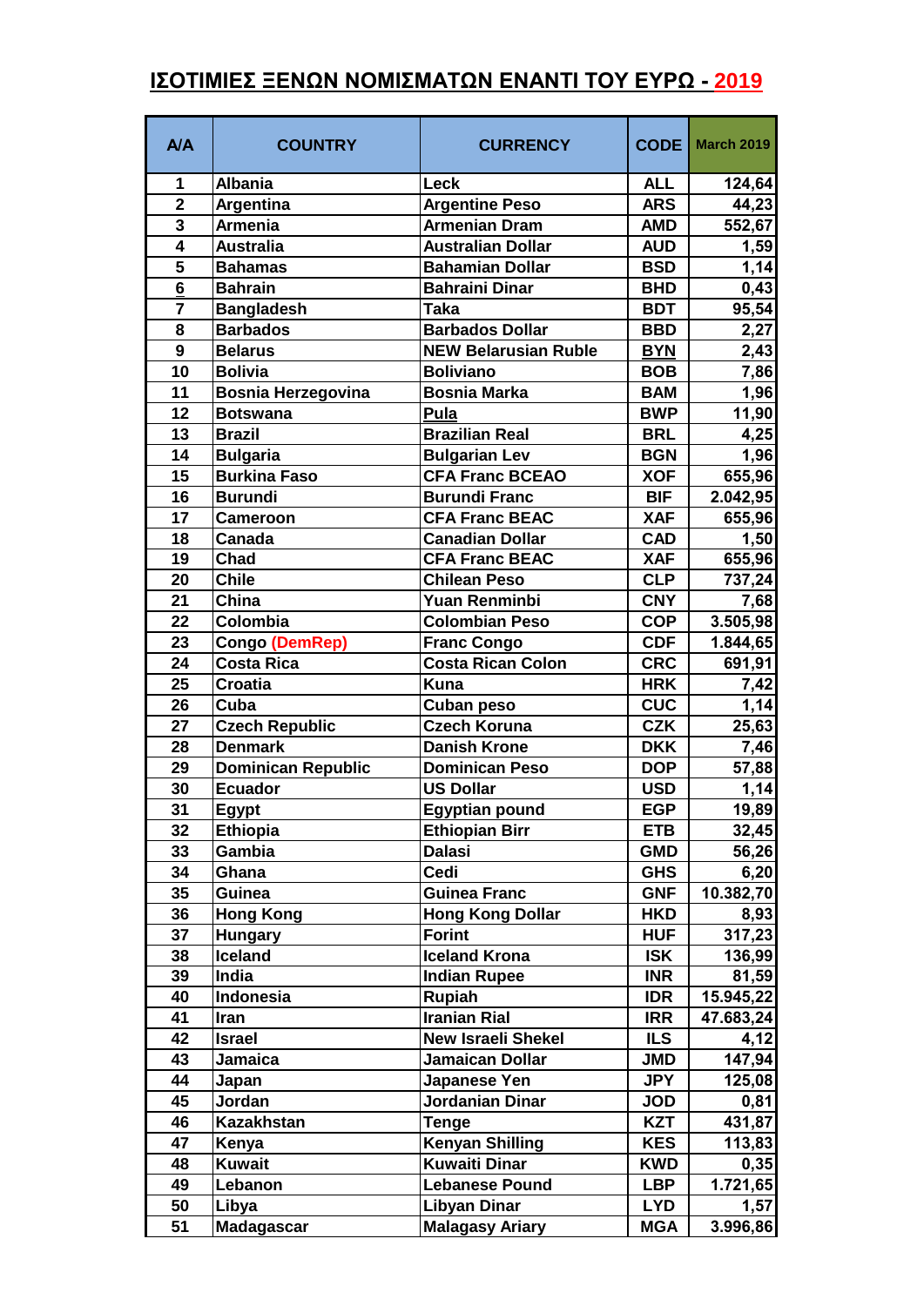# ΙΣΟΤΙΜΙΕΣ ΞΕΝΩΝ ΝΟΜΙΣΜΑΤΩΝ ΕΝΑΝΤΙ ΤΟΥ ΕΥΡΩ - 2019

| Α/Α | COUNTRY | CURRENCY | CODE | March 2019 |
|---|---|---|---|---|
| 1 | Albania | Leck | ALL | 124,64 |
| 2 | Argentina | Argentine Peso | ARS | 44,23 |
| 3 | Armenia | Armenian Dram | AMD | 552,67 |
| 4 | Australia | Australian Dollar | AUD | 1,59 |
| 5 | Bahamas | Bahamian Dollar | BSD | 1,14 |
| 6 | Bahrain | Bahraini Dinar | BHD | 0,43 |
| 7 | Bangladesh | Taka | BDT | 95,54 |
| 8 | Barbados | Barbados Dollar | BBD | 2,27 |
| 9 | Belarus | NEW Belarusian Ruble | BYN | 2,43 |
| 10 | Bolivia | Boliviano | BOB | 7,86 |
| 11 | Bosnia Herzegovina | Bosnia Marka | BAM | 1,96 |
| 12 | Botswana | Pula | BWP | 11,90 |
| 13 | Brazil | Brazilian Real | BRL | 4,25 |
| 14 | Bulgaria | Bulgarian Lev | BGN | 1,96 |
| 15 | Burkina Faso | CFA Franc BCEAO | XOF | 655,96 |
| 16 | Burundi | Burundi Franc | BIF | 2.042,95 |
| 17 | Cameroon | CFA Franc BEAC | XAF | 655,96 |
| 18 | Canada | Canadian Dollar | CAD | 1,50 |
| 19 | Chad | CFA Franc BEAC | XAF | 655,96 |
| 20 | Chile | Chilean Peso | CLP | 737,24 |
| 21 | China | Yuan Renminbi | CNY | 7,68 |
| 22 | Colombia | Colombian Peso | COP | 3.505,98 |
| 23 | Congo (DemRep) | Franc Congo | CDF | 1.844,65 |
| 24 | Costa Rica | Costa Rican Colon | CRC | 691,91 |
| 25 | Croatia | Kuna | HRK | 7,42 |
| 26 | Cuba | Cuban peso | CUC | 1,14 |
| 27 | Czech Republic | Czech Koruna | CZK | 25,63 |
| 28 | Denmark | Danish Krone | DKK | 7,46 |
| 29 | Dominican Republic | Dominican Peso | DOP | 57,88 |
| 30 | Ecuador | US Dollar | USD | 1,14 |
| 31 | Egypt | Egyptian pound | EGP | 19,89 |
| 32 | Ethiopia | Ethiopian Birr | ETB | 32,45 |
| 33 | Gambia | Dalasi | GMD | 56,26 |
| 34 | Ghana | Cedi | GHS | 6,20 |
| 35 | Guinea | Guinea Franc | GNF | 10.382,70 |
| 36 | Hong Kong | Hong Kong Dollar | HKD | 8,93 |
| 37 | Hungary | Forint | HUF | 317,23 |
| 38 | Iceland | Iceland Krona | ISK | 136,99 |
| 39 | India | Indian Rupee | INR | 81,59 |
| 40 | Indonesia | Rupiah | IDR | 15.945,22 |
| 41 | Iran | Iranian Rial | IRR | 47.683,24 |
| 42 | Israel | New Israeli Shekel | ILS | 4,12 |
| 43 | Jamaica | Jamaican Dollar | JMD | 147,94 |
| 44 | Japan | Japanese Yen | JPY | 125,08 |
| 45 | Jordan | Jordanian Dinar | JOD | 0,81 |
| 46 | Kazakhstan | Tenge | KZT | 431,87 |
| 47 | Kenya | Kenyan Shilling | KES | 113,83 |
| 48 | Kuwait | Kuwaiti Dinar | KWD | 0,35 |
| 49 | Lebanon | Lebanese Pound | LBP | 1.721,65 |
| 50 | Libya | Libyan Dinar | LYD | 1,57 |
| 51 | Madagascar | Malagasy Ariary | MGA | 3.996,86 |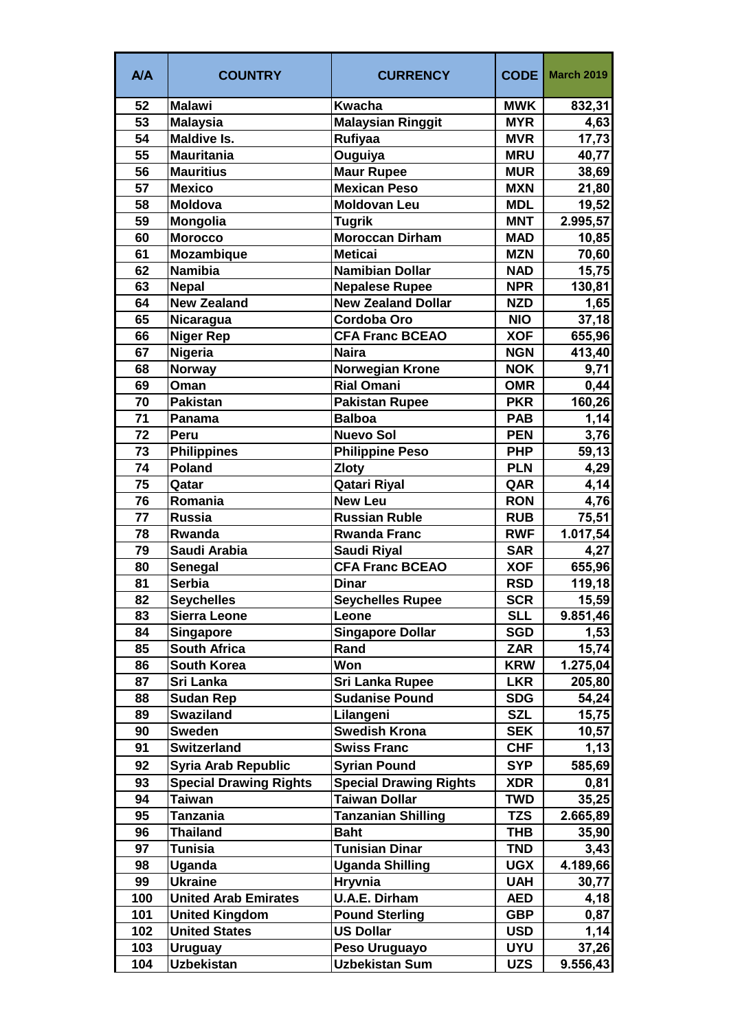| A/A | COUNTRY | CURRENCY | CODE | March 2019 |
|---|---|---|---|---|
| 52 | Malawi | Kwacha | MWK | 832,31 |
| 53 | Malaysia | Malaysian Ringgit | MYR | 4,63 |
| 54 | Maldive Is. | Rufiyaa | MVR | 17,73 |
| 55 | Mauritania | Ouguiya | MRU | 40,77 |
| 56 | Mauritius | Maur Rupee | MUR | 38,69 |
| 57 | Mexico | Mexican Peso | MXN | 21,80 |
| 58 | Moldova | Moldovan Leu | MDL | 19,52 |
| 59 | Mongolia | Tugrik | MNT | 2.995,57 |
| 60 | Morocco | Moroccan Dirham | MAD | 10,85 |
| 61 | Mozambique | Meticai | MZN | 70,60 |
| 62 | Namibia | Namibian Dollar | NAD | 15,75 |
| 63 | Nepal | Nepalese Rupee | NPR | 130,81 |
| 64 | New Zealand | New Zealand Dollar | NZD | 1,65 |
| 65 | Nicaragua | Cordoba Oro | NIO | 37,18 |
| 66 | Niger Rep | CFA Franc BCEAO | XOF | 655,96 |
| 67 | Nigeria | Naira | NGN | 413,40 |
| 68 | Norway | Norwegian Krone | NOK | 9,71 |
| 69 | Oman | Rial Omani | OMR | 0,44 |
| 70 | Pakistan | Pakistan Rupee | PKR | 160,26 |
| 71 | Panama | Balboa | PAB | 1,14 |
| 72 | Peru | Nuevo Sol | PEN | 3,76 |
| 73 | Philippines | Philippine Peso | PHP | 59,13 |
| 74 | Poland | Zloty | PLN | 4,29 |
| 75 | Qatar | Qatari Riyal | QAR | 4,14 |
| 76 | Romania | New Leu | RON | 4,76 |
| 77 | Russia | Russian Ruble | RUB | 75,51 |
| 78 | Rwanda | Rwanda Franc | RWF | 1.017,54 |
| 79 | Saudi Arabia | Saudi Riyal | SAR | 4,27 |
| 80 | Senegal | CFA Franc BCEAO | XOF | 655,96 |
| 81 | Serbia | Dinar | RSD | 119,18 |
| 82 | Seychelles | Seychelles Rupee | SCR | 15,59 |
| 83 | Sierra Leone | Leone | SLL | 9.851,46 |
| 84 | Singapore | Singapore Dollar | SGD | 1,53 |
| 85 | South Africa | Rand | ZAR | 15,74 |
| 86 | South Korea | Won | KRW | 1.275,04 |
| 87 | Sri Lanka | Sri Lanka Rupee | LKR | 205,80 |
| 88 | Sudan Rep | Sudanise Pound | SDG | 54,24 |
| 89 | Swaziland | Lilangeni | SZL | 15,75 |
| 90 | Sweden | Swedish Krona | SEK | 10,57 |
| 91 | Switzerland | Swiss Franc | CHF | 1,13 |
| 92 | Syria Arab Republic | Syrian Pound | SYP | 585,69 |
| 93 | Special Drawing Rights | Special Drawing Rights | XDR | 0,81 |
| 94 | Taiwan | Taiwan Dollar | TWD | 35,25 |
| 95 | Tanzania | Tanzanian Shilling | TZS | 2.665,89 |
| 96 | Thailand | Baht | THB | 35,90 |
| 97 | Tunisia | Tunisian Dinar | TND | 3,43 |
| 98 | Uganda | Uganda Shilling | UGX | 4.189,66 |
| 99 | Ukraine | Hryvnia | UAH | 30,77 |
| 100 | United Arab Emirates | U.A.E. Dirham | AED | 4,18 |
| 101 | United Kingdom | Pound Sterling | GBP | 0,87 |
| 102 | United States | US Dollar | USD | 1,14 |
| 103 | Uruguay | Peso Uruguayo | UYU | 37,26 |
| 104 | Uzbekistan | Uzbekistan Sum | UZS | 9.556,43 |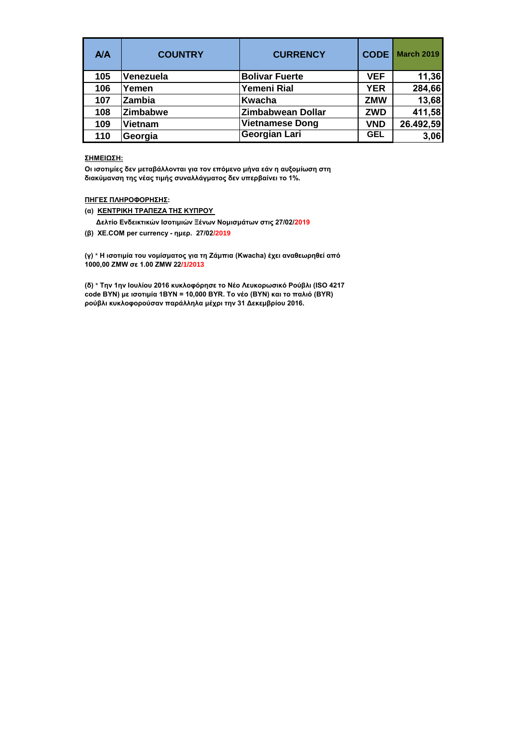| A/A | COUNTRY | CURRENCY | CODE | March 2019 |
|---|---|---|---|---|
| 105 | Venezuela | Bolivar Fuerte | VEF | 11,36 |
| 106 | Yemen | Yemeni Rial | YER | 284,66 |
| 107 | Zambia | Kwacha | ZMW | 13,68 |
| 108 | Zimbabwe | Zimbabwean Dollar | ZWD | 411,58 |
| 109 | Vietnam | Vietnamese Dong | VND | 26.492,59 |
| 110 | Georgia | Georgian Lari | GEL | 3,06 |

**ΣΗΜΕΙΩΣΗ:**

**Οι ισοτιμίες δεν μεταβάλλονται για τον επόμενο μήνα εάν η αυξομίωση στη διακύμανση της νέας τιμής συναλλάγματος δεν υπερβαίνει το 1%.**

**ΠΗΓΕΣ ΠΛΗΡΟΦΟΡΗΣΗΣ:**

**(α) ΚΕΝΤΡΙΚΗ ΤΡΑΠΕΖΑ ΤΗΣ ΚΥΠΡΟΥ**

**Δελτίο Ενδεικτικών Ισοτιμιών Ξένων Νομισμάτων στις 27/02/2019**

**(β) XE.COM per currency - ημερ. 27/02/2019**

**(γ) * Η ισοτιμία του νομίσματος για τη Ζάμπια (Kwacha) έχει αναθεωρηθεί από 1000,00 ZMW σε 1.00 ZMW 22/1/2013**

**(δ) * Την 1ην Ιουλίου 2016 κυκλοφόρησε το Νέο Λευκορωσικό Ρούβλι (ISO 4217 code BYN) με ισοτιμία 1BYN = 10,000 BYR. Το νέο (BYN) και το παλιό (BYR) ρούβλι κυκλοφορούσαν παράλληλα μέχρι την 31 Δεκεμβρίου 2016.**